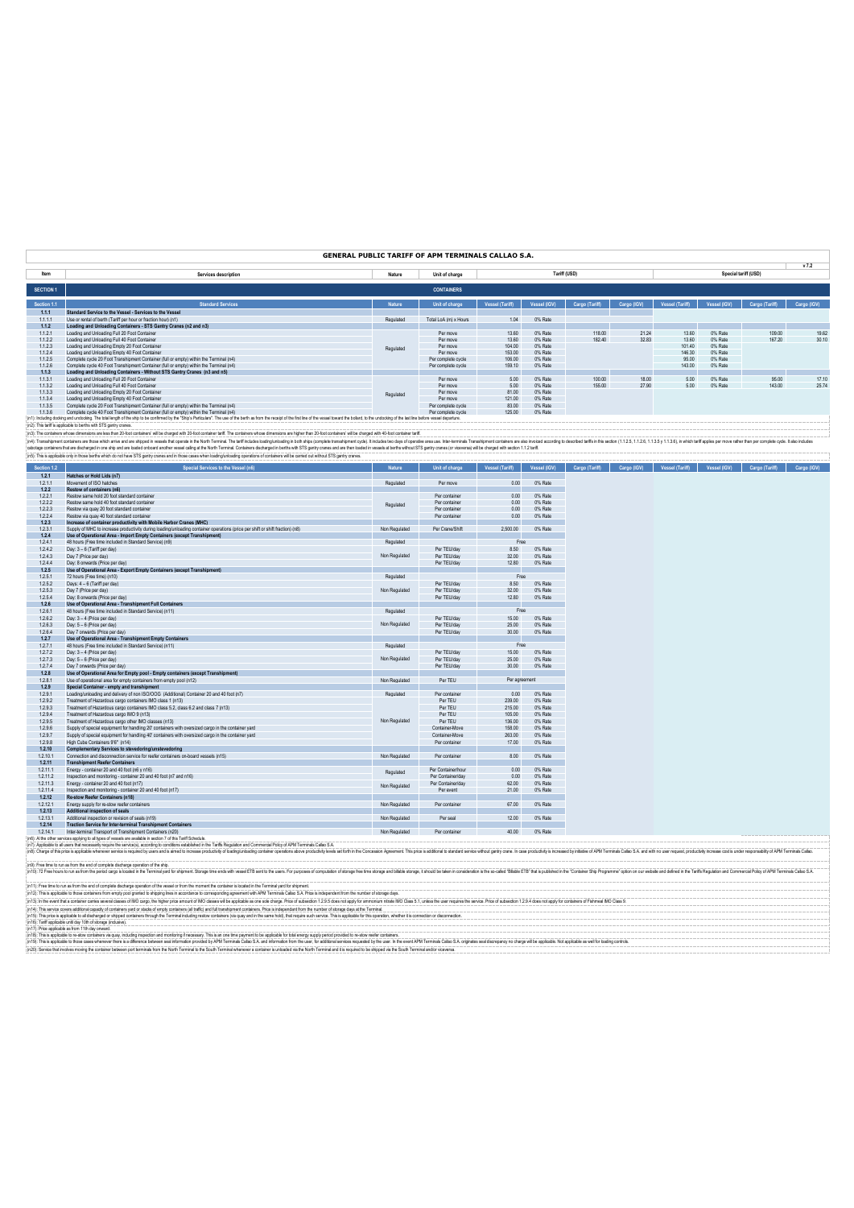# GENERAL PUBLIC TARIFF OF APM TERMINALS CALLAO S.A.

v 7.2

| Item | Services description | Nature | Unit of charge | Tariff (USD) | | | | Special tariff (USD) | | | |
|---|---|---|---|---|---|---|---|---|---|---|---|
| **SECTION 1** | **CONTAINERS** | | | | | | | | | | |
| Section 1.1 | Standard Services | Nature | Unit of charge | Vessel (Tariff) | Vessel (IGV) | Cargo (Tariff) | Cargo (IGV) | Vessel (Tariff) | Vessel (IGV) | Cargo (Tariff) | Cargo (IGV) |
| **1.1.1** | **Standard Service to the Vessel - Services to the Vessel** | | | | | | | | | | |
| 1.1.1.1 | Use or rental of berth (Tariff per hour or fraction hour) (n1) | Regulated | Total LoA (m) x Hours | 1.04 | 0% Rate | | | | | | |
| **1.1.2** | **Loading and Unloading Containers - STS Gantry Cranes (n2 and n3)** | | | | | | | | | | |
| 1.1.2.1 | Loading and Unloading Full 20 Foot Container | Regulated | Per move | 13.60 | 0% Rate | 118.00 | 21.24 | 13.60 | 0% Rate | 109.00 | 19.62 |
| 1.1.2.2 | Loading and Unloading Full 40 Foot Container | | Per move | 13.60 | 0% Rate | 182.40 | 32.83 | 13.60 | 0% Rate | 167.20 | 30.10 |
| 1.1.2.3 | Loading and Unloading Empty 20 Foot Container | | Per move | 104.00 | 0% Rate | | | 101.40 | 0% Rate | | |
| 1.1.2.4 | Loading and Unloading Empty 40 Foot Container | | Per move | 153.00 | 0% Rate | | | 146.30 | 0% Rate | | |
| 1.1.2.5 | Complete cycle 20 Foot Transhipment Container (full or empty) within the Terminal (n4) | | Per complete cycle | 106.00 | 0% Rate | | | 95.00 | 0% Rate | | |
| 1.1.2.6 | Complete cycle 40 Foot Transhipment Container (full or empty) within the Terminal (n4) | | Per complete cycle | 159.10 | 0% Rate | | | 143.00 | 0% Rate | | |
| **1.1.3** | **Loading and Unloading Containers - Without STS Gantry Cranes (n3 and n5)** | | | | | | | | | | |
| 1.1.3.1 | Loading and Unloading Full 20 Foot Container | Regulated | Per move | 5.00 | 0% Rate | 100.00 | 18.00 | 5.00 | 0% Rate | 95.00 | 17.10 |
| 1.1.3.2 | Loading and Unloading Full 40 Foot Container | | Per move | 5.00 | 0% Rate | 155.00 | 27.90 | 5.00 | 0% Rate | 143.00 | 25.74 |
| 1.1.3.3 | Loading and Unloading Empty 20 Foot Container | | Per move | 81.00 | 0% Rate | | | | | | |
| 1.1.3.4 | Loading and Unloading Empty 40 Foot Container | | Per move | 121.00 | 0% Rate | | | | | | |
| 1.1.3.5 | Complete cycle 20 Foot Transhipment Container (full or empty) within the Terminal (n4) | | Per complete cycle | 83.00 | 0% Rate | | | | | | |
| 1.1.3.6 | Complete cycle 40 Foot Transhipment Container (full or empty) within the Terminal (n4) | | Per complete cycle | 125.00 | 0% Rate | | | | | | |

(n1): Including docking and undocking. The total length of the ship to be confirmed by the "Ship's Particulars". The use of the berth as from the receipt of the first line of the vessel toward the bollard, to the undocking of the last line before vessel departure.

(n2): This tariff is applicable to berths with STS gantry cranes.

(n3): The containers whose dimensions are less than 20-foot containers' will be charged with 20-foot container tariff. The containers whose dimensions are higher than 20-foot containers' will be charged with 40-foot container tariff.

(n4): Transhipment containers are those which arrive and are shipped in vessels that operate in the North Terminal. The tariff includes loading/unloading in both ships (complete transhipment cycle). It includes two days of operative area use. Inter-terminals Transhipment containers are also invoiced according to described tariffs in this section (1.1.2.5, 1.1.2.6, 1.1.3.5 y 1.1.3.6), in which tariff applies per move rather than per complete cycle. It also includes cabotage containers that are discharged in one ship and are loaded onboard another vessel calling at the North Terminal. Containers discharged in berths with STS gantry cranes and are then loaded in vessels at berths without STS gantry cranes (or viceversa) will be charged with section 1.1.2 tariff.

(n5): This is applicable only in those berths which do not have STS gantry cranes and in those cases when loading/unloading operations of containers will be carried out without STS gantry cranes.

| Section 1.2 | Special Services to the Vessel (n6) | Nature | Unit of charge | Vessel (Tariff) | Vessel (IGV) | Cargo (Tariff) | Cargo (IGV) | Vessel (Tariff) | Vessel (IGV) | Cargo (Tariff) | Cargo (IGV) |
|---|---|---|---|---|---|---|---|---|---|---|---|
| **1.2.1** | **Hatches or Hold Lids (n7)** | | | | | | | | | | |
| 1.2.1.1 | Movement of ISO hatches | Regulated | Per move | 0.00 | 0% Rate | | | | | | |
| **1.2.2** | **Restow of containers (n6)** | | | | | | | | | | |
| 1.2.2.1 | Restow same hold 20 foot standard container | Regulated | Per container | 0.00 | 0% Rate | | | | | | |
| 1.2.2.2 | Restow same hold 40 foot standard container | | Per container | 0.00 | 0% Rate | | | | | | |
| 1.2.2.3 | Restow via quay 20 foot standard container | | Per container | 0.00 | 0% Rate | | | | | | |
| 1.2.2.4 | Restow via quay 40 foot standard container | | Per container | 0.00 | 0% Rate | | | | | | |
| **1.2.3** | **Increase of container productivity with Mobile Harbor Cranes (MHC)** | | | | | | | | | | |
| 1.2.3.1 | Supply of MHC to increase productivity during loading/unloading container operations (price per shift or shift fraction) (n8) | Non Regulated | Per Crane/Shift | 2,500.00 | 0% Rate | | | | | | |
| **1.2.4** | **Use of Operational Area - Import Empty Containers (except Transhipment)** | | | | | | | | | | |
| 1.2.4.1 | 48 hours (Free time included in Standard Service) (n9) | Regulated | | Free | | | | | | | |
| 1.2.4.2 | Day: 3 – 6 (Tariff per day) | Non Regulated | Per TEU/day | 8.50 | 0% Rate | | | | | | |
| 1.2.4.3 | Day 7 (Price per day) | | Per TEU/day | 32.00 | 0% Rate | | | | | | |
| 1.2.4.4 | Day: 8 onwards (Price per day) | | Per TEU/day | 12.80 | 0% Rate | | | | | | |
| **1.2.5** | **Use of Operational Area - Export Empty Containers (except Transhipment)** | | | | | | | | | | |
| 1.2.5.1 | 72 hours (Free time) (n10) | Regulated | | Free | | | | | | | |
| 1.2.5.2 | Days: 4 – 6 (Tariff per day) | Non Regulated | Per TEU/day | 8.50 | 0% Rate | | | | | | |
| 1.2.5.3 | Day 7 (Price per day) | | Per TEU/day | 32.00 | 0% Rate | | | | | | |
| 1.2.5.4 | Day: 8 onwards (Price per day) | | Per TEU/day | 12.80 | 0% Rate | | | | | | |
| **1.2.6** | **Use of Operational Area - Transhipment Full Containers** | | | | | | | | | | |
| 1.2.6.1 | 48 hours (Free time included in Standard Service) (n11) | Regulated | | Free | | | | | | | |
| 1.2.6.2 | Day: 3 – 4 (Price per day) | Non Regulated | Per TEU/day | 15.00 | 0% Rate | | | | | | |
| 1.2.6.3 | Day: 5 – 6 (Price per day) | | Per TEU/day | 25.00 | 0% Rate | | | | | | |
| 1.2.6.4 | Day 7 onwards (Price per day) | | Per TEU/day | 30.00 | 0% Rate | | | | | | |
| **1.2.7** | **Use of Operational Area - Transhipment Empty Containers** | | | | | | | | | | |
| 1.2.7.1 | 48 hours (Free time included in Standard Service) (n11) | Regulated | | Free | | | | | | | |
| 1.2.7.2 | Day: 3 – 4 (Price per day) | Non Regulated | Per TEU/day | 15.00 | 0% Rate | | | | | | |
| 1.2.7.3 | Day: 5 – 6 (Price per day) | | Per TEU/day | 25.00 | 0% Rate | | | | | | |
| 1.2.7.4 | Day 7 onwards (Price per day) | | Per TEU/day | 30.00 | 0% Rate | | | | | | |
| **1.2.8** | **Use of Operational Area for Empty pool - Empty containers (except Transhipment)** | | | | | | | | | | |
| 1.2.8.1 | Use of operational area for empty containers from empty pool (n12) | Non Regulated | Per TEU | Per agreement | | | | | | | |
| **1.2.9** | **Special Container - empty and transhipment** | | | | | | | | | | |
| 1.2.9.1 | Loading/unloading and delivery of non ISO/OOG (Additional) Container 20 and 40 foot (n7) | Regulated | Per container | 0.00 | 0% Rate | | | | | | |
| 1.2.9.2 | Treatment of Hazardous cargo containers IMO class 1 (n13) | Non Regulated | Per TEU | 239.00 | 0% Rate | | | | | | |
| 1.2.9.3 | Treatment of Hazardous cargo containers IMO class 5.2, class 6.2 and class 7 (n13) | | Per TEU | 215.00 | 0% Rate | | | | | | |
| 1.2.9.4 | Treatment of Hazardous cargo IMO 9 (n13) | | Per TEU | 105.00 | 0% Rate | | | | | | |
| 1.2.9.5 | Treatment of Hazardous cargo other IMO classes (n13) | | Per TEU | 136.00 | 0% Rate | | | | | | |
| 1.2.9.6 | Supply of special equipment for handling 20' containers with oversized cargo in the container yard | | Container-Move | 158.00 | 0% Rate | | | | | | |
| 1.2.9.7 | Supply of special equipment for handling 40' containers with oversized cargo in the container yard | | Container-Move | 263.00 | 0% Rate | | | | | | |
| 1.2.9.8 | High Cube Containers 9'6" (n14) | | Per container | 17.00 | 0% Rate | | | | | | |
| **1.2.10** | **Complementary Services to stevedoring/unstevedoring** | | | | | | | | | | |
| 1.2.10.1 | Connection and disconnection service for reefer containers on-board vessels (n15) | Non Regulated | Per container | 8.00 | 0% Rate | | | | | | |
| **1.2.11** | **Transhipment Reefer Containers** | | | | | | | | | | |
| 1.2.11.1 | Energy - container 20 and 40 foot (n6 y n16) | Regulated | Per Container/hour | 0.00 | 0% Rate | | | | | | |
| 1.2.11.2 | Inspection and monitoring - container 20 and 40 foot (n7 and n16) | | Per Container/day | 0.00 | 0% Rate | | | | | | |
| 1.2.11.3 | Energy - container 20 and 40 foot (n17) | Non Regulated | Per Container/day | 62.00 | 0% Rate | | | | | | |
| 1.2.11.4 | Inspection and monitoring - container 20 and 40 foot (n17) | | Per event | 21.00 | 0% Rate | | | | | | |
| **1.2.12** | **Re-stow Reefer Containers (n18)** | | | | | | | | | | |
| 1.2.12.1 | Energy supply for re-stow reefer containers | Non Regulated | Per container | 67.00 | 0% Rate | | | | | | |
| **1.2.13** | **Additional inspection of seals** | | | | | | | | | | |
| 1.2.13.1 | Additional inspection or revision of seals (n19) | Non Regulated | Per seal | 12.00 | 0% Rate | | | | | | |
| **1.2.14** | **Traction Service for Inter-terminal Transhipment Containers** | | | | | | | | | | |
| 1.2.14.1 | Inter-terminal Transport of Transhipment Containers (n20) | Non Regulated | Per container | 40.00 | 0% Rate | | | | | | |

(n6): All the other services applying to all types of vessels are available in section 7 of this Tariff Schedule.

(n7): Applicable to all users that necessarily require the service(s), according to conditions established in the Tariffs Regulation and Commercial Policy of APM Terminals Callao S.A.

(n8): Charge of this price is applicable whenever service is required by users and is aimed to increase productivity of loading/unloading container operations above productivity levels set forth in the Concession Agreement. This price is additional to standard service without gantry crane. In case productivity is increased by initiative of APM Terminals Callao S.A. and with no user request, productivity increase cost is under responsability of APM Terminals Callao.

(n9): Free time to run as from the end of complete discharge operation of the ship.

(n10): 72 Free hours to run as from the period cargo is located in the Terminal yard for shipment. Storage time ends with vessel ETB sent to the users. For purposes of computation of storage free time storage and billable storage, it should be taken in consideration is the so-called "Billable ETB" that is published in the "Container Ship Programme" option on our website and defined in the Tariffs Regulation and Commercial Policy of APM Terminals Callao S.A.

(n11): Free time to run as from the end of complete discharge operation of the vessel or from the moment the container is located in the Terminal yard for shipment.

(n12): This is applicable to those containers from empty pool granted to shipping lines in accordance to corresponding agreement with APM Terminals Callao S.A. Price is independent from the number of storage days.

(n13): In the event that a container carries several classes of IMO cargo, the higher price amount of IMO classes will be applicable as one sole charge. Price of subsection 1.2.9.5 does not apply for ammonium nitrate IMO Class 5.1, unless the user requires the service. Price of subsection 1.2.9.4 does not apply for containers of Fishmeal IMO Class 9.

(n14): The service covers additional capacity of containers yard or stacks of empty containers (all traffic) and full transhipment containers. Price is independent from the number of storage days at the Terminal.

(n15): This price is applicable to all discharged or shipped containers through the Terminal including restow containers (via quay and in the same hold), that require such service. This is applicable for this operation, whether it is connection or disconnection.

(n16): Tariff applicable until day 10th of storage (inclusive).

(n17): Price applicable as from 11th day onward.

(n18): This is applicable to re-stow containers via quay, including inspection and monitoring if necessary. This is an one time payment to be applicable for total energy supply period provided to re-stow reefer containers.

(n19): This is applicable to those cases whenever there is a difference between seal information provided by APM Terminals Callao S.A. and information from the user, for additional services requested by the user. In the event APM Terminals Callao S.A. originates seal discrepancy no charge will be applicable. Not applicable as well for loading controls.

(n20): Service that involves moving the container between port terminals from the North Terminal to the South Terminal whenever a container is unloaded via the North Terminal and it is required to be shipped via the South Terminal and/or viceversa.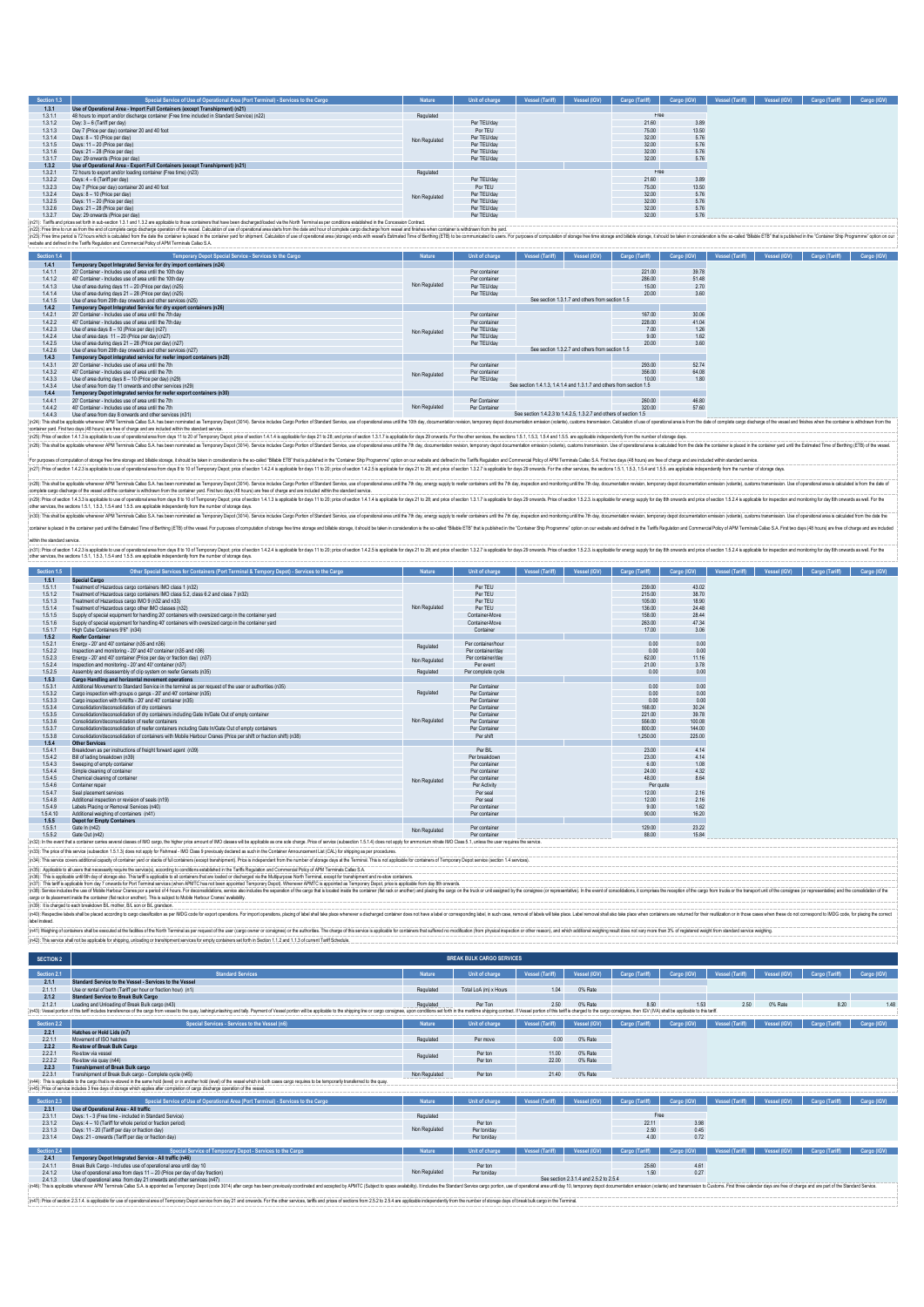| Section 1.3 | Special Service of Use of Operational Area (Port Terminal) - Services to the Cargo | Nature | Unit of charge | Vessel (Tariff) | Vessel (IGV) | Cargo (Tariff) | Cargo (IGV) | Vessel (Tariff) | Vessel (IGV) | Cargo (Tariff) | Cargo (IGV) |
|---|---|---|---|---|---|---|---|---|---|---|---|
| 1.3.1 | Use of Operational Area - Import Full Containers (except Transhipment) (n21) | | | | | | | | | | |
| 1.3.1.1 | 48 hours to import and/or discharge container (Free time included in Standard Service) (n22) | Regulated | | | | Free | | | | | |
| 1.3.1.2 | Day: 3 – 6 (Tariff per day) | Non Regulated | Per TEU/day | | | 21.60 | 3.89 | | | | |
| 1.3.1.3 | Day 7 (Price per day) container 20 and 40 foot | | Per TEU | | | 75.00 | 13.50 | | | | |
| 1.3.1.4 | Days: 8 – 10 (Price per day) | | Per TEU/day | | | 32.00 | 5.76 | | | | |
| 1.3.1.5 | Days: 11 – 20 (Price per day) | | Per TEU/day | | | 32.00 | 5.76 | | | | |
| 1.3.1.6 | Days: 21 – 28 (Price per day) | | Per TEU/day | | | 32.00 | 5.76 | | | | |
| 1.3.1.7 | Day: 29 onwards (Price per day) | | Per TEU/day | | | 32.00 | 5.76 | | | | |
| 1.3.2 | Use of Operational Area - Export Full Containers (except Transhipment) (n21) | | | | | | | | | | |
| 1.3.2.1 | 72 hours to export and/or loading container (Free time) (n23) | Regulated | | | | Free | | | | | |
| 1.3.2.2 | Days: 4 – 6 (Tariff per day) | Non Regulated | Per TEU/day | | | 21.60 | 3.89 | | | | |
| 1.3.2.3 | Day 7 (Price per day) container 20 and 40 foot | | Per TEU | | | 75.00 | 13.50 | | | | |
| 1.3.2.4 | Days: 8 – 10 (Price per day) | | Per TEU/day | | | 32.00 | 5.76 | | | | |
| 1.3.2.5 | Days: 11 – 20 (Price per day) | | Per TEU/day | | | 32.00 | 5.76 | | | | |
| 1.3.2.6 | Days: 21 – 28 (Price per day) | | Per TEU/day | | | 32.00 | 5.76 | | | | |
| 1.3.2.7 | Day: 29 onwards (Price per day) | | Per TEU/day | | | 32.00 | 5.76 | | | | |

(n21): Tariffs and prices set forth in sub-section 1.3.1 and 1.3.2 are applicable to those containers that have been discharged/loaded via the North Terminal as per conditions established in the Concession Contract.

(n22): Free time to run as from the end of complete cargo discharge operation of the vessel. Calculation of use of operational area starts from the date and hour of complete cargo discharge from vessel and finishes when container is withdrawn from the yard.

(n23): Free time period is 72 hours which is calculated from the date the container is placed in the container yard for shipment. Calculation of use of operational area (storage) ends with vessel's Estimated Time of Berthing (ETB) to be communicated to users. For purposes of computation of storage free time storage and billable storage, it should be taken in consideration is the so-called "Billable ETB" that is published in the "Container Ship Programme" option on our website and defined in the Tariffs Regulation and Commercial Policy of APM Terminals Callao S.A.

| Section 1.4 | Temporary Depot Special Service - Services to the Cargo | Nature | Unit of charge | Vessel (Tariff) | Vessel (IGV) | Cargo (Tariff) | Cargo (IGV) | Vessel (Tariff) | Vessel (IGV) | Cargo (Tariff) | Cargo (IGV) |
|---|---|---|---|---|---|---|---|---|---|---|---|
| 1.4.1 | Temporary Depot Integrated Service for dry import containers (n24) | | | | | | | | | | |
| 1.4.1.1 | 20' Container - Includes use of area until the 10th day | Non Regulated | Per container | | | 221.00 | 39.78 | | | | |
| 1.4.1.2 | 40' Container - Includes use of area until the 10th day | | Per container | | | 286.00 | 51.48 | | | | |
| 1.4.1.3 | Use of area during days 11 – 20 (Price per day) (n25) | | Per TEU/day | | | 15.00 | 2.70 | | | | |
| 1.4.1.4 | Use of area during days 21 – 28 (Price per day) (n25) | | Per TEU/day | | | 20.00 | 3.60 | | | | |
| 1.4.1.5 | Use of area from 29th day onwards and other services (n25) | | | See section 1.3.1.7 and others from section 1.5 | | | | | | | |
| 1.4.2 | Temporary Depot Integrated Service for dry export containers (n26) | | | | | | | | | | |
| 1.4.2.1 | 20' Container - Includes use of area until the 7th day | Non Regulated | Per container | | | 167.00 | 30.06 | | | | |
| 1.4.2.2 | 40' Container - Includes use of area until the 7th day | | Per container | | | 228.00 | 41.04 | | | | |
| 1.4.2.3 | Use of area days 8 – 10 (Price per day) (n27) | | Per TEU/day | | | 7.00 | 1.26 | | | | |
| 1.4.2.4 | Use of area days 11 – 20 (Price per day) (n27) | | Per TEU/day | | | 9.00 | 1.62 | | | | |
| 1.4.2.5 | Use of area during days 21 – 28 (Price per day) (n27) | | Per TEU/day | | | 20.00 | 3.60 | | | | |
| 1.4.2.6 | Use of area from 29th day onwards and other services (n27) | | | See section 1.3.2.7 and others from section 1.5 | | | | | | | |
| 1.4.3 | Temporary Depot Integrated Service for reefer import containers (n28) | | | | | | | | | | |
| 1.4.3.1 | 20' Container - Includes use of area until the 7th | Non Regulated | Per container | | | 293.00 | 52.74 | | | | |
| 1.4.3.2 | 40' Container - Includes use of area until the 7th | | Per container | | | 356.00 | 64.08 | | | | |
| 1.4.3.3 | Use of area during days 8 – 10 (Price per day) (n29) | | Per TEU/day | | | 10.00 | 1.80 | | | | |
| 1.4.3.4 | Use of area from day 11 onwards and other services (n29) | | | See section 1.4.1.3, 1.4.1.4 and 1.3.1.7 and others from section 1.5 | | | | | | | |
| 1.4.4 | Temporary Depot Integrated service for reefer export containers (n30) | | | | | | | | | | |
| 1.4.4.1 | 20' Container - Includes use of area until the 7th | Non Regulated | Per Container | | | 260.00 | 46.80 | | | | |
| 1.4.4.2 | 40' Container - Includes use of area until the 7th | | Per Container | | | 320.00 | 57.60 | | | | |
| 1.4.4.3 | Use of area from day 8 onwards and other services (n31) | | | See section 1.4.2.3 to 1.4.2.5, 1.3.2.7 and others of section 1.5 | | | | | | | |

(n24): This shall be applicable whenever APM Terminals Callao S.A. has been nominated as Temporary Depot (3014). Service includes Cargo Portion of Standard Service, use of operational area until the 10th day, documentation revision, temporary depot documentation emission (volante), customs transmission. Calculation of use of operational area is from the date of complete cargo discharge of the vessel and finishes when the container is withdrawn from the container yard. First two days (48 hours) are free of charge and are included within the standard service.

(n25): Price of section 1.4.1.3 is applicable to use of operational area from days 11 to 20 of Temporary Depot; price of section 1.4.1.4 is applicable for days 21 to 28; and price of section 1.3.1.7 is applicable for days 29 onwards. For the other services, the sections 1.5.1, 1.5.3, 1.5.4 and 1.5.5. are applicable independently from the number of storage days.

(n26): This shall be applicable whenever APM Terminals Callao S.A. has been nominated as Temporary Depot (3014). Service includes Cargo Portion of Standard Service, use of operational area until the 7th day, documentation revision, temporary depot documentation emission (volante), customs transmission. Use of operational area is calculated from the date the container is placed in the container yard until the Estimated Time of Berthing (ETB) of the vessel.

For purposes of computation of storage free time storage and billable storage, it should be taken in consideration is the so-called "Billable ETB" that is published in the "Container Ship Programme" option on our website and defined in the Tariffs Regulation and Commercial Policy of APM Terminals Callao S.A. First two days (48 hours) are free of charge and are included within standard service.

(n27): Price of section 1.4.2.3 is applicable to use of operational area from days 8 to 10 of Temporary Depot; price of section 1.4.2.4 is applicable for days 11 to 20; price of section 1.4.2.5 is applicable for days 21 to 28; and price of section 1.3.2.7 is applicable for days 29 onwards. For the other services, the sections 1.5.1, 1.5.3, 1.5.4 and 1.5.5. are applicable independently from the number of storage days.

(n28): This shall be applicable whenever APM Terminals Callao S.A. has been nominated as Temporary Depot (3014). Service includes Cargo Portion of Standard Service, use of operational area until the 7th day, energy supply to reefer containers until the 7th day, inspection and monitoring until the 7th day, documentation revision, temporary depot documentation emission (volante), customs transmission. Use of operational area is calculated is from the date of complete cargo discharge of the vessel until the container is withdrawn from the container yard. First two days (48 hours) are free of charge and are included within the standard service.

(n29): Price of section 1.4.3.3 is applicable to use of operational area from days 8 to 10 of Temporary Depot; price of section 1.4.1.3 is applicable for days 11 to 20; price of section 1.4.1.4 is applicable for days 21 to 28; and price of section 1.3.1.7 is applicable for days 29 onwards. Price of section 1.5.2.3. is applicable for energy supply for day 8th onwards and price of section 1.5.2.4 is applicable for inspection and monitoring for day 8th onwards as well. For the other services, the sections 1.5.1, 1.5.3, 1.5.4 and 1.5.5. are applicable independently from the number of storage days.

(n30): This shall be applicable whenever APM Terminals Callao S.A. has been nominated as Temporary Depot (3014). Service includes Cargo Portion of Standard Service, use of operational area until the 7th day, energy supply to reefer containers until the 7th day, inspection and monitoring until the 7th day, documentation revision, temporary depot documentation emission (volante), customs transmission. Use of operational area is calculated from the date the container is placed in the container yard until the Estimated Time of Berthing (ETB) of the vessel. For purposes of computation of storage free time storage and billable storage, it should be taken in consideration is the so-called "Billable ETB" that is published in the "Container Ship Programme" option on our website and defined in the Tariffs Regulation and Commercial Policy of APM Terminals Callao S.A. First two days (48 hours) are free of charge and are included within the standard service.

(n31): Price of section 1.4.2.3 is applicable to use of operational area from days 8 to 10 of Temporary Depot; price of section 1.4.2.4 is applicable for days 11 to 20; price of section 1.4.2.5 is applicable for days 21 to 28; and price of section 1.3.2.7 is applicable for days 29 onwards. Price of section 1.5.2.3. is applicable for energy supply for day 8th onwards and price of section 1.5.2.4 is applicable for inspection and monitoring for day 8th onwards as well. For the other services, the sections 1.5.1, 1.5.3, 1.5.4 and 1.5.5. are applicable independently from the number of storage days.

| Section 1.5 | Other Special Services for Containers (Port Terminal & Temporary Depot) - Services to the Cargo | Nature | Unit of charge | Vessel (Tariff) | Vessel (IGV) | Cargo (Tariff) | Cargo (IGV) | Vessel (Tariff) | Vessel (IGV) | Cargo (Tariff) | Cargo (IGV) |
|---|---|---|---|---|---|---|---|---|---|---|---|
| 1.5.1 | Special Cargo | | | | | | | | | | |
| 1.5.1.1 | Treatment of Hazardous cargo containers IMO class 1 (n32) | Non Regulated | Per TEU | | | 239.00 | 43.02 | | | | |
| 1.5.1.2 | Treatment of Hazardous cargo containers IMO class 5.2, class 6.2 and class 7 (n32) | | Per TEU | | | 215.00 | 38.70 | | | | |
| 1.5.1.3 | Treatment of Hazardous cargo IMO 9 (n32 and n33) | | Per TEU | | | 105.00 | 18.90 | | | | |
| 1.5.1.4 | Treatment of Hazardous cargo other IMO classes (n32) | | Per TEU | | | 136.00 | 24.48 | | | | |
| 1.5.1.5 | Supply of special equipment for handling 20' containers with oversized cargo in the container yard | | Container-Move | | | 158.00 | 28.44 | | | | |
| 1.5.1.6 | Supply of special equipment for handling 40' containers with oversized cargo in the container yard | | Container-Move | | | 263.00 | 47.34 | | | | |
| 1.5.1.7 | High Cube Containers 9'6" (n34) | | Per Container | | | 17.00 | 3.06 | | | | |
| 1.5.2 | Reefer Container | | | | | | | | | | |
| 1.5.2.1 | Energy - 20' and 40' container (n35 and n36) | Regulated | Per container/hour | | | 0.00 | 0.00 | | | | |
| 1.5.2.2 | Inspection and monitoring - 20' and 40' container (n35 and n36) | | Per container/day | | | 0.00 | 0.00 | | | | |
| 1.5.2.3 | Energy - 20' and 40' container (Price per day or fraction day) (n37) | Non Regulated | Per container/day | | | 62.00 | 11.16 | | | | |
| 1.5.2.4 | Inspection and monitoring - 20' and 40' container (n37) | | Per event | | | 21.00 | 3.78 | | | | |
| 1.5.2.5 | Assembly and disassembly of clip system on reefer Gensets (n35) | Regulated | Per complete cycle | | | 0.00 | 0.00 | | | | |
| 1.5.3 | Cargo Handling and horizontal movement operations | | | | | | | | | | |
| 1.5.3.1 | Additional Movement to Standard Service in the terminal as per request of the user or authorities (n35) | Regulated | Per Container | | | 0.00 | 0.00 | | | | |
| 1.5.3.2 | Cargo inspection with groups o gangs - 20' and 40' container (n35) | | Per Container | | | 0.00 | 0.00 | | | | |
| 1.5.3.3 | Cargo inspection with forklifts - 20' and 40' container (n35) | | Per Container | | | 0.00 | 0.00 | | | | |
| 1.5.3.4 | Consolidation/deconsolidation of dry containers | Non Regulated | Per Container | | | 168.00 | 30.24 | | | | |
| 1.5.3.5 | Consolidation/deconsolidation of dry containers including Gate In/Gate Out of empty container | | Per Container | | | 221.00 | 39.78 | | | | |
| 1.5.3.6 | Consolidation/deconsolidation of reefer containers | | Per Container | | | 556.00 | 100.08 | | | | |
| 1.5.3.7 | Consolidation/deconsolidation of reefer containers including Gate In/Gate Out of empty containers | | Per Container | | | 800.00 | 144.00 | | | | |
| 1.5.3.8 | Consolidation/deconsolidation of containers with Mobile Harbour Cranes (Price per shift or fraction shift) (n38) | | Per shift | | | 1,250.00 | 225.00 | | | | |
| 1.5.4 | Other Services | | | | | | | | | | |
| 1.5.4.1 | Breakdown as per instructions of freight forward agent (n39) | Non Regulated | Per B/L | | | 23.00 | 4.14 | | | | |
| 1.5.4.2 | Bill of lading breakdown (n39) | | Per B/L | | | 23.00 | 4.14 | | | | |
| 1.5.4.3 | Sweeping of empty container | | Per container | | | 6.00 | 1.08 | | | | |
| 1.5.4.4 | Simple cleaning of container | | Per container | | | 24.00 | 4.32 | | | | |
| 1.5.4.5 | Chemical cleaning of container | | Per container | | | 48.00 | 8.64 | | | | |
| 1.5.4.6 | Container repair | | Per Activity | | | Per quote | | | | | |
| 1.5.4.7 | Seal placement services | | Per seal | | | 12.00 | 2.16 | | | | |
| 1.5.4.8 | Additional inspection or revision of seals (n19) | | Per seal | | | 12.00 | 2.16 | | | | |
| 1.5.4.9 | Labels Placing or Removal Services (n40) | | Per container | | | 9.00 | 1.62 | | | | |
| 1.5.4.10 | Additional weighing of containers (n41) | | Per container | | | 90.00 | 16.20 | | | | |
| 1.5.5 | Depot for Empty Containers | | | | | | | | | | |
| 1.5.5.1 | Gate In (n42) | Non Regulated | Per container | | | 129.00 | 23.22 | | | | |
| 1.5.5.2 | Gate Out (n42) | | Per container | | | 88.00 | 15.84 | | | | |

(n32): In the event that a container carries several classes of IMO cargo, the higher price amount of IMO classes will be applicable as one sole charge. Price of service (subsection 1.5.1.4) does not apply for ammonium nitrate IMO Class 5.1, unless the user requires the service.

(n33): The price of this service (subsection 1.5.1.3) does not apply for Fishmeal - IMO Class 9 previously declared as such in the Container Announcement List (CAL) for shipping as per procedures.

(n34): This service covers additional capacity of container yard or stacks of full containers (except transhipment). Price is independent from the number of storage days at the Terminal. This is not applicable for containers of Temporary Depot service (section 1.4 services).

(n35): Applicable to all users that necessarily require the service(s), according to conditions established in the Tariffs Regulation and Commercial Policy of APM Terminals Callao S.A.

(n36): This is applicable until 6th day of storage also. This tariff is applicable to all containers that are loaded or discharged via the Multipurpose North Terminal, except for transhipment and re-stow containers.

(n37): The tariff is applicable from day 7 onwards for Port Terminal services (when APMTC has not been appointed Temporary Depot). Whenever APMTC is appointed as Temporary Depot, price is applicable from day 8th onwards.

(n38): Service includes the use of Mobile Harbour Cranes per a period of 4 hours. For deconsolidations, service also includes the separation of the cargo that is located inside the container (flat rack or another) and placing the cargo on the truck or unit assigned by the consignee (or representative). In the event of consolidations, it comprises the reception of the cargo from truck or the transport unit of the consignee (or representative) and the consolidation of the cargo or its placement inside the container (flat rack or another). This is subject to Mobile Harbour Cranes' availability.

(n39): It is charged to each breakdown B/L mother, B/L son or B/L grandson.

(n40): Respective labels shall be placed according to cargo classification as per IMDG code for export operations. For import operations, placing of label shall take place whenever a discharged container does not have a label or corresponding label; in such case, removal of labels will take place. Label removal shall also take place when containers are returned for their reutilization or in those cases when these do not correspond to IMDG code, for placing the correct label instead.

(n41): Weighing of containers shall be executed at the facilities of the North Terminal as per request of the user (cargo owner or consignee) or the authorities. The charge of this service is applicable for containers that suffered no modification (from physical inspection or other reason), and which additional weighing result does not vary more than 3% of registered weight from standard service weighing.

(n42): This service shall not be applicable for shipping, unshipping or transhipment services for empty containers set forth in Section 1.1.2 and 1.1.3 of current Tariff Schedule.

## SECTION 2 — BREAK BULK CARGO SERVICES

| Section 2.1 | Standard Services | Nature | Unit of charge | Vessel (Tariff) | Vessel (IGV) | Cargo (Tariff) | Cargo (IGV) | Vessel (Tariff) | Vessel (IGV) | Cargo (Tariff) | Cargo (IGV) |
|---|---|---|---|---|---|---|---|---|---|---|---|
| 2.1.1 | Standard Service to the Vessel - Services to the Vessel | | | | | | | | | | |
| 2.1.1.1 | Use or rental of berth (Tariff per hour or fraction hour) (n1) | Regulated | Total LoA (m) x Hours | 1.04 | 0% Rate | | | | | | |
| 2.1.2 | Standard Service to Break Bulk Cargo | | | | | | | | | | |
| 2.1.2.1 | Loading and Unloading of Break Bulk cargo (n43) | Regulated | Per Ton | 2.50 | 0% Rate | 8.50 | 1.53 | 2.50 | 0% Rate | 8.20 | 1.48 |

(n43): Vessel portion of this tariff includes transference of the cargo from vessel to the quay, lashing/unlashing and tally. Payment of Vessel portion will be applicable to the shipping line or cargo consignee, upon conditions set forth in the maritime shipping contract. If Vessel portion of this tariff is charged to the cargo consignee, then IGV (VAT) shall be applicable to the tariff.

| Section 2.2 | Special Services - Services to the Vessel (n6) | Nature | Unit of charge | Vessel (Tariff) | Vessel (IGV) | Cargo (Tariff) | Cargo (IGV) | Vessel (Tariff) | Vessel (IGV) | Cargo (Tariff) | Cargo (IGV) |
|---|---|---|---|---|---|---|---|---|---|---|---|
| 2.2.1 | Hatches or Hold Lids (n7) | | | | | | | | | | |
| 2.2.1.1 | Movement of ISO hatches | Regulated | Per move | 0.00 | 0% Rate | | | | | | |
| 2.2.2 | Re-stow of Break Bulk Cargo | | | | | | | | | | |
| 2.2.2.1 | Re-stow via vessel | Regulated | Per ton | 11.00 | 0% Rate | | | | | | |
| 2.2.2.2 | Re-stow via quay (n44) | | Per ton | 22.00 | 0% Rate | | | | | | |
| 2.2.3 | Transhipment of Break Bulk cargo | | | | | | | | | | |
| 2.2.3.1 | Transhipment of Break Bulk cargo - Complete cycle (n45) | Non Regulated | Per ton | 21.40 | 0% Rate | | | | | | |

(n44): This is applicable to the cargo that is re-stowed in the same hold (level) or in another hold (level) of the vessel which in both cases cargo requires to be temporarily transferred to the quay.

(n45): Price of service includes 3 free days of storage which applies after completion of cargo discharge operation of the vessel.

| Section 2.3 | Special Service of Use of Operational Area (Port Terminal) - Services to the Cargo | Nature | Unit of charge | Vessel (Tariff) | Vessel (IGV) | Cargo (Tariff) | Cargo (IGV) | Vessel (Tariff) | Vessel (IGV) | Cargo (Tariff) | Cargo (IGV) |
|---|---|---|---|---|---|---|---|---|---|---|---|
| 2.3.1 | Use of Operational Area - All traffic | | | | | | | | | | |
| 2.3.1.1 | Days: 1 - 3 (Free time - included in Standard Service) | Regulated | | | | Free | | | | | |
| 2.3.1.2 | Days: 4 – 10 (Tariff for whole period or fraction period) | Non Regulated | Per ton | | | 22.11 | 3.98 | | | | |
| 2.3.1.3 | Days: 11 - 20 (Tariff per day or fraction day) | | Per ton/day | | | 2.50 | 0.45 | | | | |
| 2.3.1.4 | Days: 21 - onwards (Tariff per day or fraction day) | | Per ton/day | | | 4.00 | 0.72 | | | | |

| Section 2.4 | Special Service of Temporary Depot - Services to the Cargo | Nature | Unit of charge | Vessel (Tariff) | Vessel (IGV) | Cargo (Tariff) | Cargo (IGV) | Vessel (Tariff) | Vessel (IGV) | Cargo (Tariff) | Cargo (IGV) |
|---|---|---|---|---|---|---|---|---|---|---|---|
| 2.4.1 | Temporary Depot Integrated Service - All traffic (n46) | | | | | | | | | | |
| 2.4.1.1 | Break Bulk Cargo - Includes use of operational area until day 10 | Non Regulated | Per ton | | | 25.60 | 4.61 | | | | |
| 2.4.1.2 | Use of operational area from days 11 – 20 (Price per day of day fraction) | | Per ton/day | | | 1.50 | 0.27 | | | | |
| 2.4.1.3 | Use of operational area from day 21 onwards and other services (n47) | | | See section 2.3.1.4 and 2.5.2 to 2.5.4 | | | | | | | |

(n46): This is applicable whenever APM Terminals Callao S.A. is appointed as Temporary Depot (code 3014) after cargo has been previously coordinated and accepted by APMTC (Subject to space availability). It includes the Standard Service cargo portion, use of operational area until day 10, temporary depot documentation emission (volante) and transmission to Customs. First three calendar days are free of charge and are part of the Standard Service.

(n47): Price of section 2.3.1.4. is applicable for use of operational area of Temporary Depot service from day 21 and onwards. For the other services, tariffs and prices of sections from 2.5.2 to 2.5.4 are applicable independently from the number of storage days of break bulk cargo in the Terminal.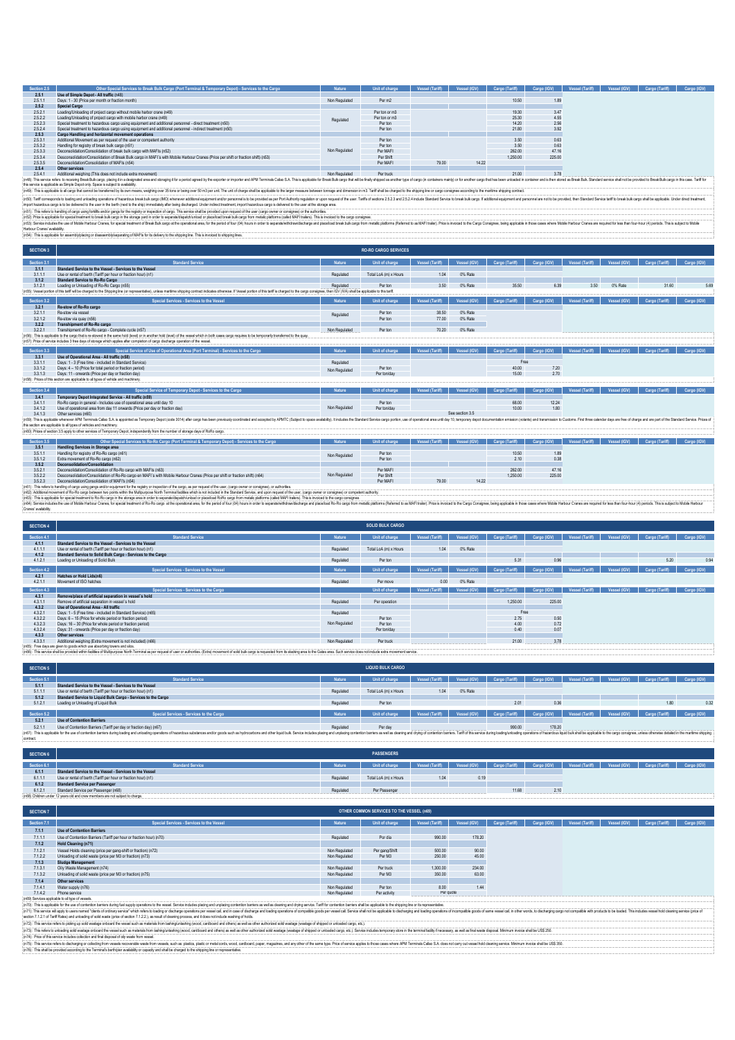| Section 2.5 | Other Special Services to Break Bulk Cargo (Port Terminal & Temporary Depot) - Services to the Cargo | Nature | Unit of charge | Vessel (Tariff) | Vessel (IGV) | Cargo (Tariff) | Cargo (IGV) | Vessel (Tariff) | Vessel (IGV) | Cargo (Tariff) | Cargo (IGV) |
|---|---|---|---|---|---|---|---|---|---|---|---|
| 2.5.1 | Use of Simple Depot - All traffic (n48) | | | | | | | | | | |
| 2.5.1.1 | Days: 1 - 30 (Price per month or fraction month) | Non Regulated | Per m2 | | | 10.50 | 1.89 | | | | |
| 2.5.2 | Special Cargo | | | | | | | | | | |
| 2.5.2.1 | Loading/Unloading of project cargo without mobile harbor crane (n49) | Regulated | Per ton or m3 | | | 19.30 | 3.47 | | | | |
| 2.5.2.2 | Loading/Unloading of project cargo with mobile harbor crane (n49) | | Per ton or m3 | | | 25.30 | 4.55 | | | | |
| 2.5.2.3 | Special treatment to hazardous cargo using equipment and additional personnel - direct treatment (n50) | | Per ton | | | 14.20 | 2.56 | | | | |
| 2.5.2.4 | Special treatment to hazardous cargo using equipment and additional personnel - indirect treatment (n50) | | Per ton | | | 21.80 | 3.92 | | | | |
| 2.5.3 | Cargo Handling and horizontal movement operations | | | | | | | | | | |
| 2.5.3.1 | Additional Movement as per request of the user or competent authority | Non Regulated | Per ton | | | 3.50 | 0.63 | | | | |
| 2.5.3.2 | Handling for registry of break bulk cargo (n51) | | Per ton | | | 3.50 | 0.63 | | | | |
| 2.5.3.3 | Deconsolidation/Consolidation of break bulk cargo with MAFIs (n52) | | Per MAFI | | | 262.00 | 47.16 | | | | |
| 2.5.3.4 | Deconsolidation/Consolidation of Break Bulk cargo in MAFI's with Mobile Harbour Cranes (Price per shift or fraction shift) (n53) | | Per Shift | | | 1,250.00 | 225.00 | | | | |
| 2.5.3.5 | Deconsolidation/Consolidation of MAFI's (n54) | | Per MAFI | 79.00 | 14.22 | | | | | | |
| 2.5.4 | Other services | | | | | | | | | | |
| 2.5.4.1 | Additional weighing (This does not include extra movement) | Non Regulated | Per truck | | | 21.00 | 3.78 | | | | |

(n48): This service refers to receiving Break Bulk cargo, placing it in a designated area and storaging it for a period agreed by the exporter or importer and APM Terminals Callao S.A. This is applicable for Break Bulk cargo that will be finally shipped as another type of cargo (in containers mainly) or for another cargo that has been unloaded in container and is then stored as Break Bulk. Standard service shall not be provided to Break Bulk cargo in this case. Tariff for this service is applicable as Simple Depot only. Space is subject to availability.

(n49): This is applicable to all cargo that cannot be transferred by its own means, weighing over 35 tons or being over 50 m3 per unit. The unit of charge shall be applicable to the larger measure between tonnage and dimension in m3. Tariff shall be charged to the shipping line or cargo consignee according to the maritime shipping contract.

(n50): Tariff corresponds to loading and unloading operations of hazardous break bulk cargo (IMO) whenever additional equipment and/or personnel is to be provided as per Port Authority regulation or upon request of the user. Tariffs of sections 2.5.2.3 and 2.5.2.4 include Standard Service to break bulk cargo. If additional equipment and personnel are not to be provided, then Standard Service tariff to break bulk cargo shall be applicable. Under direct treatment, import hazardous cargo is to be delivered to the user in the berth (next to the ship) immediately after being discharged. Under indirect treatment, import hazardous cargo is delivered to the user at the storage area.

(n51): This refers to handling of cargo using forklifts and/or gangs for the registry or inspection of cargo. This service shall be provided upon request of the user (cargo owner or consignee) or the authorities.

(n52): Price is applicable for special treatment to break bulk cargo in the storage yard in order to separate/dispatch/unload or place/load break bulk cargo from metallic platforms (called MAFI trailers). This is invoiced to the cargo consignee.

(n53): Service includes the use of Mobile Harbour Cranes, for special treatment of Break Bulk cargo at the operational area, for the period of four (04) hours in order to separate/withdraw/discharge and place/load break bulk cargo from metallic platforms (Referred to as MAFI trailer). Price is invoiced to the Cargo Consignee, being applicable in those cases where Mobile Harbour Cranes are required for less than four-hour (4) periods. This is subject to Mobile Harbour Cranes' availability.

(n54): This is applicable for assembly/placing or disassembly/separating of MAFIs for its delivery to the shipping line. This is invoiced to shipping lines.

## SECTION 3 — RO-RO CARGO SERVICES

| Section 3.1 | Standard Service | Nature | Unit of charge | Vessel (Tariff) | Vessel (IGV) | Cargo (Tariff) | Cargo (IGV) | Vessel (Tariff) | Vessel (IGV) | Cargo (Tariff) | Cargo (IGV) |
|---|---|---|---|---|---|---|---|---|---|---|---|
| 3.1.1 | Standard Service to the Vessel - Services to the Vessel | | | | | | | | | | |
| 3.1.1.1 | Use or rental of berth (Tariff per hour or fraction hour) (n1) | Regulated | Total LoA (m) x Hours | 1.04 | 0% Rate | | | | | | |
| 3.1.2 | Standard Service to Ro-Ro Cargo | | | | | | | | | | |
| 3.1.2.1 | Loading or Unloading of Ro-Ro Cargo (n55) | Regulated | Per ton | 3.50 | 0% Rate | 35.50 | 6.39 | 3.50 | 0% Rate | 31.60 | 5.69 |

(n55): Vessel portion of this tariff will be charged to the Shipping line (or representative), unless maritime shipping contract indicates otherwise. If Vessel portion of this tariff is charged to the cargo consignee, then IGV (VAT) shall be applicable to this tariff.

| Section 3.2 | Special Services - Services to the Vessel | Nature | Unit of charge | Vessel (Tariff) | Vessel (IGV) | Cargo (Tariff) | Cargo (IGV) | Vessel (Tariff) | Vessel (IGV) | Cargo (Tariff) | Cargo (IGV) |
|---|---|---|---|---|---|---|---|---|---|---|---|
| 3.2.1 | Re-stow of Ro-Ro cargo | | | | | | | | | | |
| 3.2.1.1 | Re-stow via vessel | Regulated | Per ton | 38.50 | 0% Rate | | | | | | |
| 3.2.1.2 | Re-stow via quay (n56) | | Per ton | 77.00 | 0% Rate | | | | | | |
| 3.2.2 | Transhipment of Ro-Ro cargo | | | | | | | | | | |
| 3.2.2.1 | Transhipment of Ro-Ro cargo - Complete cycle (n57) | Non Regulated | Per ton | 70.20 | 0% Rate | | | | | | |

(n56): This is applicable to the cargo that is re-stowed in the same hold (level) or in another hold (level) of the vessel which in both cases cargo requires to be temporarily transferred to the quay.

(n57): Price of service includes 3 free days of storage which applies after completion of cargo discharge operation of the vessel.

| Section 3.3 | Special Service of Use of Operational Area (Port Terminal) - Services to the Cargo | Nature | Unit of charge | Vessel (Tariff) | Vessel (IGV) | Cargo (Tariff) | Cargo (IGV) | Vessel (Tariff) | Vessel (IGV) | Cargo (Tariff) | Cargo (IGV) |
|---|---|---|---|---|---|---|---|---|---|---|---|
| 3.3.1 | Use of Operational Area - All traffic (n58) | | | | | | | | | | |
| 3.3.1.1 | Days: 1 - 3 (Free time - included in Standard Service) | Regulated | | | | Free | | | | | |
| 3.3.1.2 | Days: 4 – 10 (Price for total period or fraction period) | Non Regulated | Per ton | | | 40.00 | 7.20 | | | | |
| 3.3.1.3 | Days: 11 - onwards (Price per day or fraction day) | | Per ton/day | | | 15.00 | 2.70 | | | | |

(n58): Prices of this section are applicable to all types of vehicle and machinery.

| Section 3.4 | Special Service of Temporary Depot - Services to the Cargo | Nature | Unit of charge | Vessel (Tariff) | Vessel (IGV) | Cargo (Tariff) | Cargo (IGV) | Vessel (Tariff) | Vessel (IGV) | Cargo (Tariff) | Cargo (IGV) |
|---|---|---|---|---|---|---|---|---|---|---|---|
| 3.4.1 | Temporary Depot Integrated Service - All traffic (n59) | | | | | | | | | | |
| 3.4.1.1 | Ro-Ro cargo in general - Includes use of operational area until day 10 | Non Regulated | Per ton | | | 68.00 | 12.24 | | | | |
| 3.4.1.2 | Use of operational area from day 11 onwards (Price per day or fraction day) | | Per ton/day | | | 10.00 | 1.80 | | | | |
| 3.4.1.3 | Other services (n60) | | | See section 3.5 | | | | | | | |

(n59): This is applicable whenever APM Terminals Callao S.A. is appointed as Temporary Depot (code 3014) after cargo has been previously coordinated and accepted by APMTC (Subject to space availability). It includes the Standard Service cargo portion, use of operational area until day 10, temporary depot documentation emission (volante) and transmission to Customs. First three calendar days are free of charge and are part of the Standard Service. Prices of this section are applicable to all types of vehicles and machinery.

(n60): Prices of section 3.5 apply to other services of Temporary Depot, independently from the number of storage days of RoRo cargo.

| Section 3.5 | Other Special Services to Ro-Ro Cargo (Port Terminal & Temporary Depot) - Services to the Cargo | Nature | Unit of charge | Vessel (Tariff) | Vessel (IGV) | Cargo (Tariff) | Cargo (IGV) | Vessel (Tariff) | Vessel (IGV) | Cargo (Tariff) | Cargo (IGV) |
|---|---|---|---|---|---|---|---|---|---|---|---|
| 3.5.1 | Handling Services in Storage area | | | | | | | | | | |
| 3.5.1.1 | Handling for registry of Ro-Ro cargo (n61) | Non Regulated | Per ton | | | 10.50 | 1.89 | | | | |
| 3.5.1.2 | Extra movement of Ro-Ro cargo (n62) | | Per ton | | | 2.10 | 0.38 | | | | |
| 3.5.2 | Deconsolidation/Consolidation | | | | | | | | | | |
| 3.5.2.1 | Deconsolidation/Consolidation of Ro-Ro cargo with MAFIs (n63) | Non Regulated | Per MAFI | | | 262.00 | 47.16 | | | | |
| 3.5.2.2 | Deconsolidation/Consolidation of Ro-Ro cargo on MAFI's with Mobile Harbour Cranes (Price per shift or fraction shift) (n64) | | Per Shift | | | 1,250.00 | 225.00 | | | | |
| 3.5.2.3 | Deconsolidation/Consolidation of MAFI's (n54) | | Per MAFI | 79.00 | 14.22 | | | | | | |

(n61): This refers to handling of cargo using gangs and/or equipment for the registry or inspection of the cargo, as per request of the user, (cargo owner or consignee) or authorities.

(n62): Additional movement of Ro-Ro cargo between two points within the Multipurpose North Terminal facilities which is not included in the Standard Service, and upon request of the user, (cargo owner or consignee) or competent authority.

(n63): This is applicable for special treatment to Ro-Ro cargo in the storage area in order to separate/dispatch/unload or place/load RoRo cargo from metallic platforms (called MAFI trailers). This is invoiced to the cargo consignee.

(n64): Service includes the use of Mobile Harbour Cranes, for special treatment of Ro-Ro cargo at the operational area, for the period of four (04) hours in order to separate/withdraw/discharge and place/load Ro-Ro cargo from metallic platforms (Referred to as MAFI trailer). Price is invoiced to the Cargo Consignee, being applicable in those cases where Mobile Harbour Cranes are required for less than four-hour (4) periods. This is subject to Mobile Harbour Cranes' availability.

## SECTION 4 — SOLID BULK CARGO

| Section 4.1 | Standard Service | Nature | Unit of charge | Vessel (Tariff) | Vessel (IGV) | Cargo (Tariff) | Cargo (IGV) | Vessel (Tariff) | Vessel (IGV) | Cargo (Tariff) | Cargo (IGV) |
|---|---|---|---|---|---|---|---|---|---|---|---|
| 4.1.1 | Standard Service to the Vessel - Services to the Vessel | | | | | | | | | | |
| 4.1.1.1 | Use or rental of berth (Tariff per hour or fraction hour) (n1) | Regulated | Total LoA (m) x Hours | 1.04 | 0% Rate | | | | | | |
| 4.1.2 | Standard Service to Solid Bulk Cargo - Services to the Cargo | | | | | | | | | | |
| 4.1.2.1 | Loading or Unloading of Solid Bulk | Regulated | Per ton | | | 5.31 | 0.96 | | | 5.20 | 0.94 |

| Section 4.2 | Special Services - Services to the Vessel | Nature | Unit of charge | Vessel (Tariff) | Vessel (IGV) | Cargo (Tariff) | Cargo (IGV) | Vessel (Tariff) | Vessel (IGV) | Cargo (Tariff) | Cargo (IGV) |
|---|---|---|---|---|---|---|---|---|---|---|---|
| 4.2.1 | Hatches or Hold Lids(n6) | | | | | | | | | | |
| 4.2.1.1 | Movement of ISO hatches | Regulated | Per move | 0.00 | 0% Rate | | | | | | |

| Section 4.3 | Special Services - Services to the Cargo | Nature | Unit of charge | Vessel (Tariff) | Vessel (IGV) | Cargo (Tariff) | Cargo (IGV) | Vessel (Tariff) | Vessel (IGV) | Cargo (Tariff) | Cargo (IGV) |
|---|---|---|---|---|---|---|---|---|---|---|---|
| 4.3.1 | Remove/place of artificial separation in vessel's hold | | | | | | | | | | |
| 4.3.1.1 | Remove of artificial separation in vessel's hold | Regulated | Per operation | | | 1,250.00 | 225.00 | | | | |
| 4.3.2 | Use of Operational Area - All traffic | | | | | | | | | | |
| 4.3.2.1 | Days: 1 - 5 (Free time - included in Standard Service) (n65) | Regulated | | | | Free | | | | | |
| 4.3.2.2 | Days: 6 – 15 (Price for whole period or fraction period) | Non Regulated | Per ton | | | 2.75 | 0.50 | | | | |
| 4.3.2.3 | Days: 16 – 30 (Price for whole period or fraction period) | | Per ton | | | 4.00 | 0.72 | | | | |
| 4.3.2.4 | Days: 31 - onwards (Price per day or fraction day) | | Per ton/day | | | 0.40 | 0.07 | | | | |
| 4.3.3 | Other services | | | | | | | | | | |
| 4.3.3.1 | Additional weighing (Extra movement is not included) (n66) | Non Regulated | Per truck | | | 21.00 | 3.78 | | | | |

(n65): Free days are given to goods which use absorbing towers and silos.

(n66): This service shall be provided within facilities of Multipurpose North Terminal as per request of user or authorities. (Extra) movement of solid bulk cargo is requested from its stacking area to the Gates area. Such service does not include extra movement service.

## SECTION 5 — LIQUID BULK CARGO

| Section 5.1 | Standard Service | Nature | Unit of charge | Vessel (Tariff) | Vessel (IGV) | Cargo (Tariff) | Cargo (IGV) | Vessel (Tariff) | Vessel (IGV) | Cargo (Tariff) | Cargo (IGV) |
|---|---|---|---|---|---|---|---|---|---|---|---|
| 5.1.1 | Standard Service to the Vessel - Services to the Vessel | | | | | | | | | | |
| 5.1.1.1 | Use or rental of berth (Tariff per hour or fraction hour) (n1) | Regulated | Total LoA (m) x Hours | 1.04 | 0% Rate | | | | | | |
| 5.1.2 | Standard Service to Liquid Bulk Cargo - Services to the Cargo | | | | | | | | | | |
| 5.1.2.1 | Loading or Unloading of Liquid Bulk | Regulated | Per ton | | | 2.01 | 0.36 | | | 1.80 | 0.32 |

| Section 5.2 | Special Services - Services to the Cargo | Nature | Unit of charge | Vessel (Tariff) | Vessel (IGV) | Cargo (Tariff) | Cargo (IGV) | Vessel (Tariff) | Vessel (IGV) | Cargo (Tariff) | Cargo (IGV) |
|---|---|---|---|---|---|---|---|---|---|---|---|
| 5.2.1 | Use of Contention Barriers | | | | | | | | | | |
| 5.2.1.1 | Use of Contention Barriers (Tariff per day or fraction day) (n67) | Regulated | Per day | | | 990.00 | 178.20 | | | | |

(n67): This is applicable for the use of contention barriers during loading and unloading operations of hazardous substances and/or goods such as hydrocarbons and other liquid bulk. Service includes placing and unplacing contention barriers as well as cleaning and drying of contention barriers. Tariff of this service during loading/unloading operations of hazardous liquid bulk shall be applicable to the cargo consignee, unless otherwise detailed in the maritime shipping contract.

## SECTION 6 — PASSENGERS

| Section 6.1 | Standard Service | Nature | Unit of charge | Vessel (Tariff) | Vessel (IGV) | Cargo (Tariff) | Cargo (IGV) | Vessel (Tariff) | Vessel (IGV) | Cargo (Tariff) | Cargo (IGV) |
|---|---|---|---|---|---|---|---|---|---|---|---|
| 6.1.1 | Standard Service to the Vessel - Services to the Vessel | | | | | | | | | | |
| 6.1.1.1 | Use or rental of berth (Tariff per hour or fraction hour) (n1) | Regulated | Total LoA (m) x Hours | 1.04 | 0.19 | | | | | | |
| 6.1.2 | Standard Service per Passenger | | | | | | | | | | |
| 6.1.2.1 | Standard Service per Passenger (n68) | Regulated | Per Passenger | | | 11.68 | 2.10 | | | | |

(n68): Children under 12 years old and crew members are not subject to charge.

## SECTION 7 — OTHER COMMON SERVICES TO THE VESSEL (n69)

| Section 7.1 | Special Services - Services to the Vessel | Nature | Unit of charge | Vessel (Tariff) | Vessel (IGV) | Cargo (Tariff) | Cargo (IGV) | Vessel (Tariff) | Vessel (IGV) | Cargo (Tariff) | Cargo (IGV) |
|---|---|---|---|---|---|---|---|---|---|---|---|
| 7.1.1 | Use of Contention Barriers | | | | | | | | | | |
| 7.1.1.1 | Use of Contention Barriers (Tariff per hour or fraction hour) (n70) | Regulated | Per day | 990.00 | 178.20 | | | | | | |
| 7.1.2 | Hold Cleaning (n71) | | | | | | | | | | |
| 7.1.2.1 | Vessel Holds cleaning (price per gang-shift or fraction) (n72) | Non Regulated | Per gang/Shift | 500.00 | 90.00 | | | | | | |
| 7.1.2.2 | Unloading of solid waste (price per M3 or fraction) (n73) | Non Regulated | Per M3 | 250.00 | 45.00 | | | | | | |
| 7.1.3 | Sludge Management | | | | | | | | | | |
| 7.1.3.1 | Oily Waste Management (n74) | Non Regulated | Per truck | 1,300.00 | 234.00 | | | | | | |
| 7.1.3.2 | Unloading of solid waste (price per M3 or fraction) (n75) | Non Regulated | Per M3 | 350.00 | 63.00 | | | | | | |
| 7.1.4 | Other services | | | | | | | | | | |
| 7.1.4.1 | Water supply (n76) | Non Regulated | Per ton | 8.00 | 1.44 | | | | | | |
| 7.1.4.2 | Phone service | Non Regulated | Per activity | Per quote | | | | | | | |

(n69) Services applicable to all type of vessels.

(n70): This is applicable for the use of contention barriers during fuel supply operations to the vessel. Service includes placing and unplacing contention barriers as well as cleaning and drying service. Tariff for contention barriers shall be applicable to the shipping line or its representative.

(n71): The service will apply to users named "clients of ordinary service" which refers to loading or discharge operations per vessel call, and in case of discharge and loading operations of compatible goods per vessel call. Service shall not be applicable to discharging and loading operations of incompatible goods of same vessel call, in other words, to discharging cargo not compatible with products to be loaded. This includes vessel hold cleaning service (price of section 7.1.2.1 of Tariff Rates) and unloading of solid waste (price of section 7.1.2.2.), as result of cleaning process, and it does not include washing of holds.

(n72): This service refers to picking up solid wastage onboard the vessel such as materials from lashing/unlashing (wood, cardboard and others) as well as other authorized solid wastage (wastage of shipped or unloaded cargo, etc.).

(n73): This refers to unloading solid wastage onboard the vessel such as materials from lashing/unlashing (wood, cardboard and others) as well as other authorized solid wastage (wastage of shipped or unloaded cargo, etc.). Service includes temporary store in the terminal facility if necessary, as well as final waste disposal. Minimum invoice shall be US$ 250.

(n74): Price of this service includes collection and final disposal of oily waste from vessel.

(n75): This service refers to discharging or collecting from vessels recoverable waste from vessels, such as: plastics, plastic or metal cords, wood, cardboard, papers, magazines, and any other of the same type. Price of service applies to those cases where APM Terminals Callao S.A. does not carry out vessel hold cleaning service. Minimum invoice shall be US$ 350.

(n76): This shall be provided according to the Terminal's berth/pier availability or capacity and shall be charged to the shipping line or representative.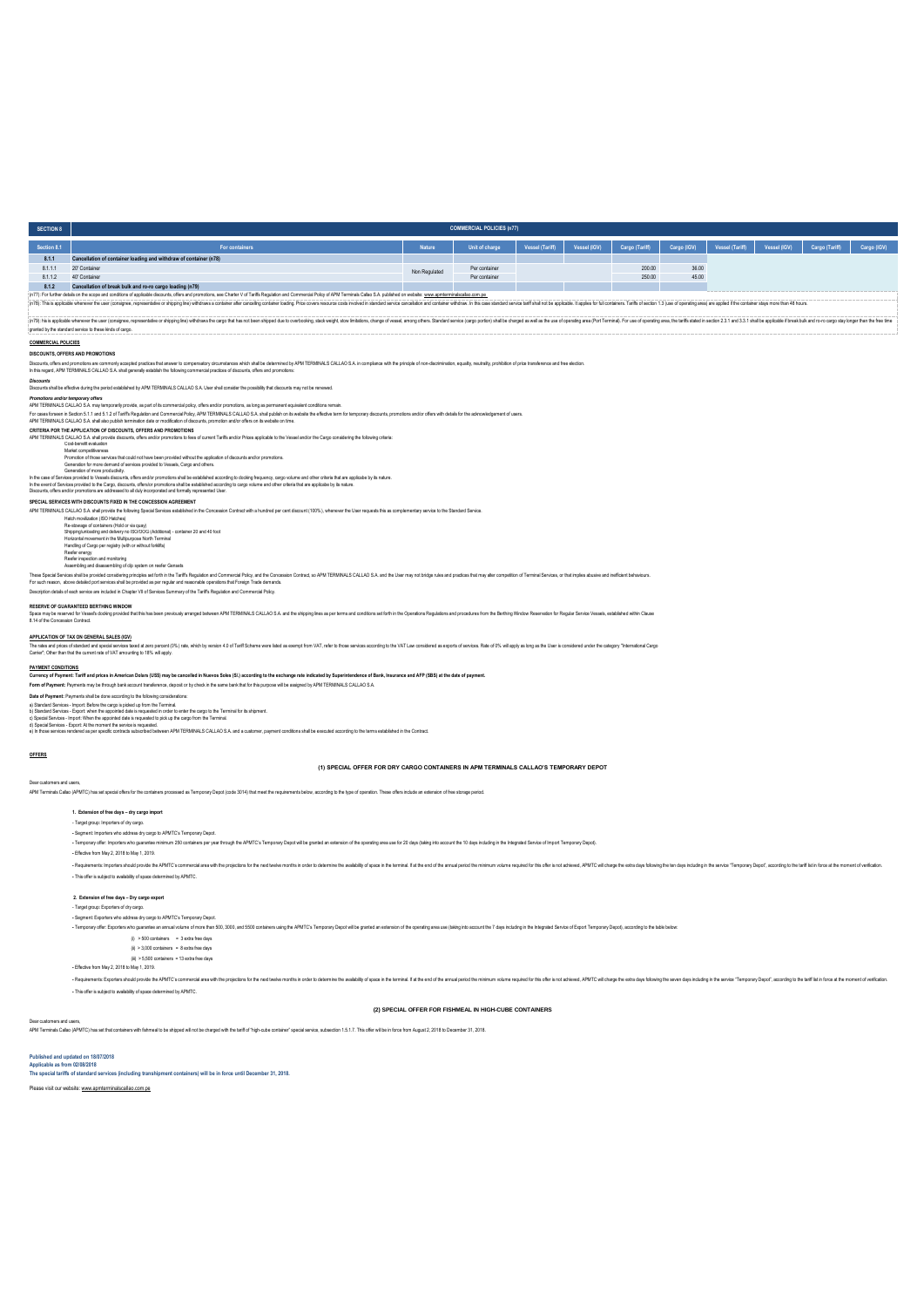| SECTION 8 | COMMERCIAL POLICIES (n77) | | | | | | | | | | |
|---|---|---|---|---|---|---|---|---|---|---|---|
| Section 8.1 | For containers | Nature | Unit of charge | Vessel (Tariff) | Vessel (IGV) | Cargo (Tariff) | Cargo (IGV) | Vessel (Tariff) | Vessel (IGV) | Cargo (Tariff) | Cargo (IGV) |
| 8.1.1 | Cancellation of container loading and withdraw of container (n78) | | | | | | | | | | |
| 8.1.1.1 | 20' Container | Non Regulated | Per container | | | 200.00 | 36.00 | | | | |
| 8.1.1.2 | 40' Container | | Per container | | | 250.00 | 45.00 | | | | |
| 8.1.2 | Cancellation of break bulk and ro-ro cargo loading (n79) | | | | | | | | | | |

(n77): For further details on the scope and conditions of applicable discounts, offers and promotions, see Charter V of Tariffs Regulation and Commercial Policy of APM Terminals Callao S.A. published on website: www.apmterminalscallao.com.pe

(n78): This is applicable whenever the user (consignee, representative or shipping line) withdraws a container after cancelling container loading. Price covers resource costs involved in standard service cancellation and container withdraw. In this case standard service tariff shall not be applicable. It applies for full containers. Tariffs of section 1.3 (use of operating area) are applied if the container stays more than 48 hours.

(n79): his is applicable whenever the user (consignee, representative or shipping line) withdraws the cargo that has not been shipped due to overbooking, stack weight, stow limitations, change of vessel, among others. Standard service (cargo portion) shall be charged as well as the use of operating area (Port Terminal). For use of operating area, the tariffs stated in section 2.3.1 and 3.3.1 shall be applicable if break bulk and ro-ro cargo stay longer than the free time granted by the standard service to these kinds of cargo.

## COMMERCIAL POLICIES

### DISCOUNTS, OFFERS AND PROMOTIONS

Discounts, offers and promotions are commonly accepted practices that answer to compensatory circumstances which shall be determined by APM TERMINALS CALLAO S.A. in compliance with the principle of non-discrimination, equality, neutrality, prohibition of price transference and free election.
In this regard, APM TERMINALS CALLAO S.A. shall generally establish the following commercial practices of discounts, offers and promotions:

***Discounts***
Discounts shall be effective during the period established by APM TERMINALS CALLAO S.A. User shall consider the possibility that discounts may not be renewed.

***Promotions and/or temporary offers***
APM TERMINALS CALLAO S.A. may temporarily provide, as part of its commercial policy, offers and/or promotions, as long as permanent equivalent conditions remain.
For cases foreseen in Section 5.1.1 and 5.1.2 of Tariffs Regulation and Commercial Policy, APM TERMINALS CALLAO S.A. shall publish on its website the effective term for temporary discounts, promotions and/or offers with details for the acknowledgement of users.
APM TERMINALS CALLAO S.A. shall also publish termination date or modification of discounts, promotion and/or offers on its website on time.

### CRITERIA FOR THE APPLICATION OF DISCOUNTS, OFFERS AND PROMOTIONS

APM TERMINALS CALLAO S.A. shall provide discounts, offers and/or promotions to fees of current Tariffs and/or Prices applicable to the Vessel and/or the Cargo considering the following criteria:

- Cost-benefit evaluation
- Market competitiveness
- Promotion of those services that could not have been provided without the application of discounts and/or promotions.
- Generation for more demand of services provided to Vessels, Cargo and others.
- Generation of more productivity.

In the case of Services provided to Vessels discounts, offers and/or promotions shall be established according to docking frequency, cargo volume and other criteria that are applicable by its nature.
In the event of Services provided to the Cargo, discounts, offers/or promotions shall be established according to cargo volume and other criteria that are applicable by its nature.
Discounts, offers and/or promotions are addressed to all duly incorporated and formally represented User.

### SPECIAL SERVICES WITH DISCOUNTS FIXED IN THE CONCESSION AGREEMENT

APM TERMINALS CALLAO S.A. shall provide the following Special Services established in the Concession Contract with a hundred per cent discount (100%), whenever the User requests this as complementary service to the Standard Service.

- Hatch movilization (ISO Hatches)
- Re-stowage of containers (Hold or via quay)
- Shipping/unloading and delivery no ISO/OOG (Additional) - container 20 and 40 foot
- Horizontal movement in the Multipurpose North Terminal
- Handling of Cargo per registry (with or without forklifts)
- Reefer energy
- Reefer inspection and monitoring
- Assembling and disassembling of clip system on reefer Gensets

These Special Services shall be provided considering principles set forth in the Tariffs Regulation and Commercial Policy, and the Concession Contract, so APM TERMINALS CALLAO S.A. and the User may not bridge rules and practices that may alter competition of Terminal Services, or that implies abusive and inefficient behaviours.
For such reason, above detailed port services shall be provided as per regular and reasonable operations that Foreign Trade demands.

Description details of each service are included in Chapter VII of Services Summary of the Tariffs Regulation and Commercial Policy.

### RESERVE OF GUARANTEED BERTHING WINDOW

Space may be reserved for Vessel's docking provided that this has been previously arranged between APM TERMINALS CALLAO S.A. and the shipping lines as per terms and conditions set forth in the Operations Regulations and procedures from the Berthing Window Reservation for Regular Service Vessels, established within Clause 8.14 of the Concession Contract.

### APPLICATION OF TAX ON GENERAL SALES (IGV)

The rates and prices of standard and special services taxed at zero percent (0%) rate, which by version 4.0 of Tariff Scheme were listed as exempt from VAT, refer to those services according to the VAT Law considered as exports of services. Rate of 0% will apply as long as the User is considered under the category "International Cargo Carrier". Other than that the current rate of VAT amounting to 18% will apply.

### PAYMENT CONDITIONS

**Currency of Payment: Tariff and prices in American Dolars (US$) may be cancelled in Nuevos Soles (S/.) according to the exchange rate indicated by Superintendence of Bank, Insurance and AFP (SBS) at the date of payment.**

**Form of Payment:** Payments may be through bank account transference, deposit or by check in the same bank that for this purpose will be assigned by APM TERMINALS CALLAO S.A.

**Date of Payment:** Payments shall be done according to the following considerations:

a) Standard Services - Import: Before the cargo is picked up from the Terminal.
b) Standard Services - Export: when the appointed date is requested in order to enter the cargo to the Terminal for its shipment.
c) Special Services - Import: When the appointed date is requested to pick up the cargo from the Terminal.
d) Special Services - Export: At the moment the service is requested.
e) In those services rendered as per specific contracts subscribed between APM TERMINALS CALLAO S.A. and a customer, payment conditions shall be executed according to the terms established in the Contract.

## OFFERS

### (1) SPECIAL OFFER FOR DRY CARGO CONTAINERS IN APM TERMINALS CALLAO'S TEMPORARY DEPOT

Dear customers and users,

APM Terminals Callao (APMTC) has set special offers for the containers processed as Temporary Depot (code 3014) that meet the requirements below, according to the type of operation. These offers include an extension of free storage period.

**1. Extension of free days – dry cargo import**

- Target group: Importers of dry cargo.
- Segment: Importers who address dry cargo to APMTC's Temporary Depot.
- Temporary offer: Importers who guarantee minimum 250 containers per year through the APMTC's Temporary Depot will be granted an extension of the operating area use for 20 days (taking into account the 10 days including in the Integrated Service of Import Temporary Depot).
- Effective from May 2, 2018 to May 1, 2019.
- Requirements: Importers should provide the APMTC's commercial area with the projections for the next twelve months in order to determine the availability of space in the terminal. If at the end of the annual period the minimum volume required for this offer is not achieved, APMTC will charge the extra days following the ten days including in the service "Temporary Depot", according to the tariff list in force at the moment of verification.
- This offer is subject to availability of space determined by APMTC.

**2. Extension of free days – Dry cargo export**

- Target group: Exporters of dry cargo.
- Segment: Exporters who address dry cargo to APMTC's Temporary Depot.
- Temporary offer: Exporters who guarantee an annual volume of more than 500, 3000, and 5500 containers using the APMTC's Temporary Depot will be granted an extension of the operating area use (taking into account the 7 days including in the Integrated Service of Export Temporary Depot), according to the table below:
  - (i) > 500 containers = 3 extra free days
  - (ii) > 3,000 containers = 8 extra free days
  - (iii) > 5,500 containers = 13 extra free days
- Effective from May 2, 2018 to May 1, 2019.
- Requirements: Exporters should provide the APMTC's commercial area with the projections for the next twelve months in order to determine the availability of space in the terminal. If at the end of the annual period the minimum volume required for this offer is not achieved, APMTC will charge the extra days following the seven days including in the service "Temporary Depot", according to the tariff list in force at the moment of verification.
- This offer is subject to availability of space determined by APMTC.

### (2) SPECIAL OFFER FOR FISHMEAL IN HIGH-CUBE CONTAINERS

Dear customers and users,

APM Terminals Callao (APMTC) has set that containers with fishmeal to be shipped will not be charged with the tariff of "high-cube container" special service, subsection 1.5.1.7. This offer will be in force from August 2, 2018 to December 31, 2018.

**Published and updated on 18/07/2018**
**Applicable as from 02/08/2018**
**The special tariffs of standard services (including transhipment containers) will be in force until December 31, 2018.**

Please visit our website: www.apmterminalscallao.com.pe